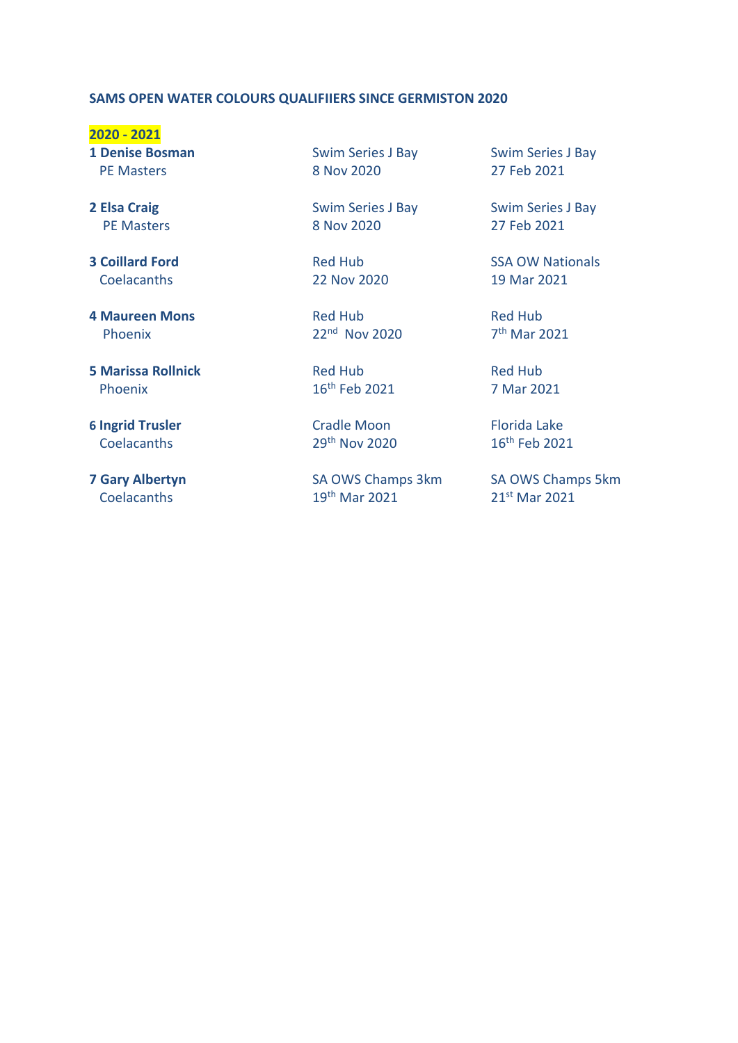**SAMS OPEN WATER COLOURS QUALIFIIERS SINCE GERMISTON 2020**

**2020 - 2021**

| Swimmer | Qualifier 1 | Qualifier 2 |
|---|---|---|
| **1 Denise Bosman** PE Masters | Swim Series J Bay 8 Nov 2020 | Swim Series J Bay 27 Feb 2021 |
| **2 Elsa Craig** PE Masters | Swim Series J Bay 8 Nov 2020 | Swim Series J Bay 27 Feb 2021 |
| **3 Coillard Ford** Coelacanths | Red Hub 22 Nov 2020 | SSA OW Nationals 19 Mar 2021 |
| **4 Maureen Mons** Phoenix | Red Hub 22nd Nov 2020 | Red Hub 7th Mar 2021 |
| **5 Marissa Rollnick** Phoenix | Red Hub 16th Feb 2021 | Red Hub 7 Mar 2021 |
| **6 Ingrid Trusler** Coelacanths | Cradle Moon 29th Nov 2020 | Florida Lake 16th Feb 2021 |
| **7 Gary Albertyn** Coelacanths | SA OWS Champs 3km 19th Mar 2021 | SA OWS Champs 5km 21st Mar 2021 |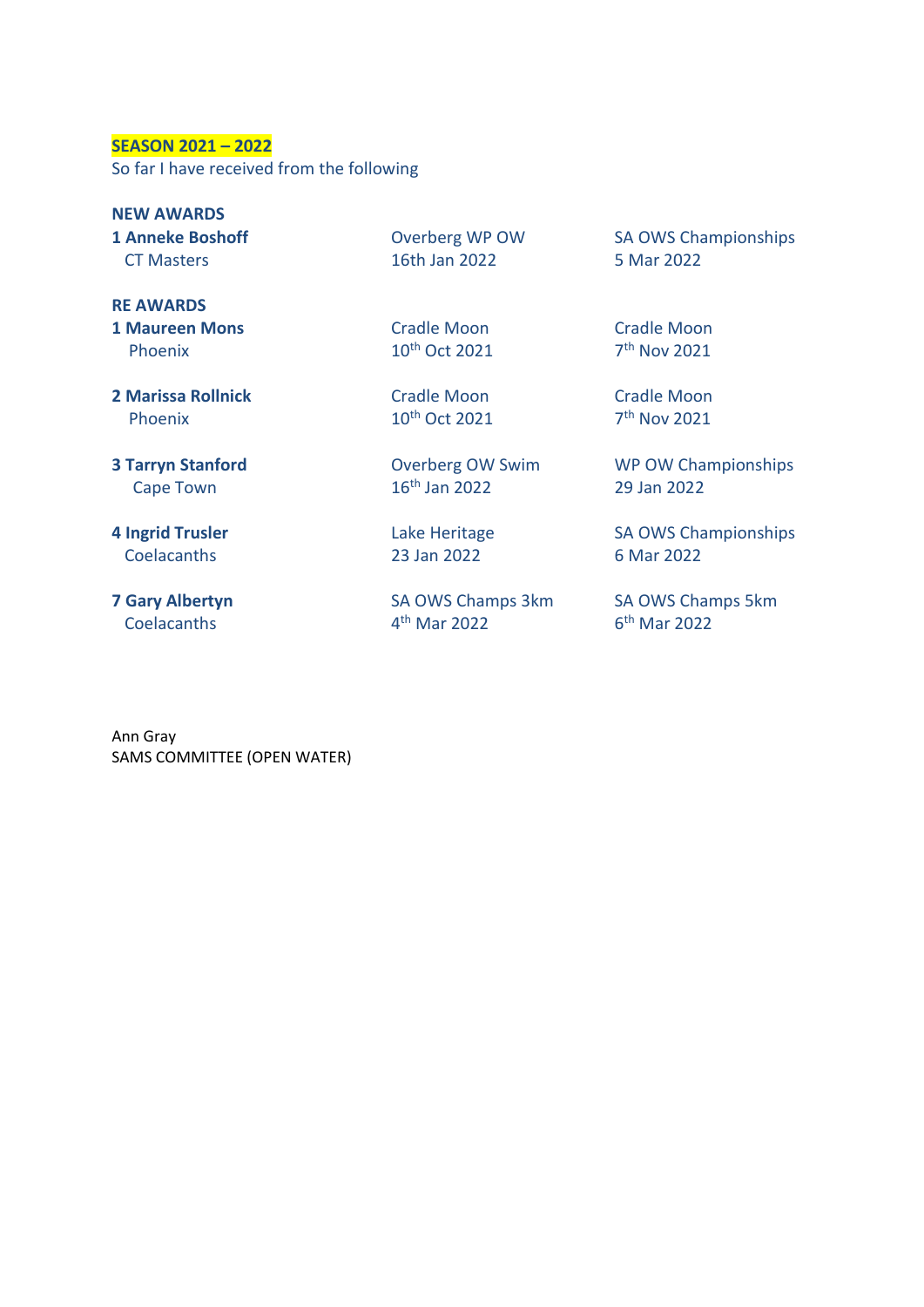**SEASON 2021 – 2022**

So far I have received from the following

**NEW AWARDS**

| | | |
|---|---|---|
| **1 Anneke Boshoff**<br>CT Masters | Overberg WP OW<br>16th Jan 2022 | SA OWS Championships<br>5 Mar 2022 |

**RE AWARDS**

| | | |
|---|---|---|
| **1 Maureen Mons**<br>Phoenix | Cradle Moon<br>10th Oct 2021 | Cradle Moon<br>7th Nov 2021 |
| **2 Marissa Rollnick**<br>Phoenix | Cradle Moon<br>10th Oct 2021 | Cradle Moon<br>7th Nov 2021 |
| **3 Tarryn Stanford**<br>Cape Town | Overberg OW Swim<br>16th Jan 2022 | WP OW Championships<br>29 Jan 2022 |
| **4 Ingrid Trusler**<br>Coelacanths | Lake Heritage<br>23 Jan 2022 | SA OWS Championships<br>6 Mar 2022 |
| **7 Gary Albertyn**<br>Coelacanths | SA OWS Champs 3km<br>4th Mar 2022 | SA OWS Champs 5km<br>6th Mar 2022 |

Ann Gray
SAMS COMMITTEE (OPEN WATER)